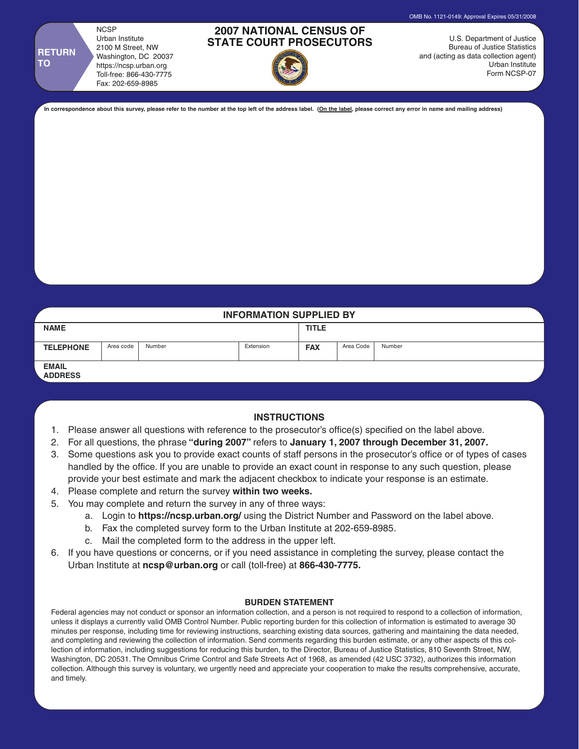OMB No. 1121-0149: Approval Expires 05/31/2008

**RETURN TO**

NCSP
Urban Institute
2100 M Street, NW
Washington, DC 20037
https://ncsp.urban.org
Toll-free: 866-430-7775
Fax: 202-659-8985

# 2007 NATIONAL CENSUS OF STATE COURT PROSECUTORS

U.S. Department of Justice
Bureau of Justice Statistics
and (acting as data collection agent)
Urban Institute
Form NCSP-07

**In correspondence about this survey, please refer to the number at the top left of the address label. (On the label, please correct any error in name and mailing address)**

## INFORMATION SUPPLIED BY

| **NAME** | | | | **TITLE** | | |
|---|---|---|---|---|---|---|
| **TELEPHONE** | Area code | Number | Extension | **FAX** | Area Code | Number |
| **EMAIL ADDRESS** | | | | | | |

## INSTRUCTIONS

1. Please answer all questions with reference to the prosecutor's office(s) specified on the label above.
2. For all questions, the phrase **"during 2007"** refers to **January 1, 2007 through December 31, 2007.**
3. Some questions ask you to provide exact counts of staff persons in the prosecutor's office or of types of cases handled by the office. If you are unable to provide an exact count in response to any such question, please provide your best estimate and mark the adjacent checkbox to indicate your response is an estimate.
4. Please complete and return the survey **within two weeks.**
5. You may complete and return the survey in any of three ways:
   a. Login to **https://ncsp.urban.org/** using the District Number and Password on the label above.
   b. Fax the completed survey form to the Urban Institute at 202-659-8985.
   c. Mail the completed form to the address in the upper left.
6. If you have questions or concerns, or if you need assistance in completing the survey, please contact the Urban Institute at **ncsp@urban.org** or call (toll-free) at **866-430-7775.**

### BURDEN STATEMENT

Federal agencies may not conduct or sponsor an information collection, and a person is not required to respond to a collection of information, unless it displays a currently valid OMB Control Number. Public reporting burden for this collection of information is estimated to average 30 minutes per response, including time for reviewing instructions, searching existing data sources, gathering and maintaining the data needed, and completing and reviewing the collection of information. Send comments regarding this burden estimate, or any other aspects of this collection of information, including suggestions for reducing this burden, to the Director, Bureau of Justice Statistics, 810 Seventh Street, NW, Washington, DC 20531. The Omnibus Crime Control and Safe Streets Act of 1968, as amended (42 USC 3732), authorizes this information collection. Although this survey is voluntary, we urgently need and appreciate your cooperation to make the results comprehensive, accurate, and timely.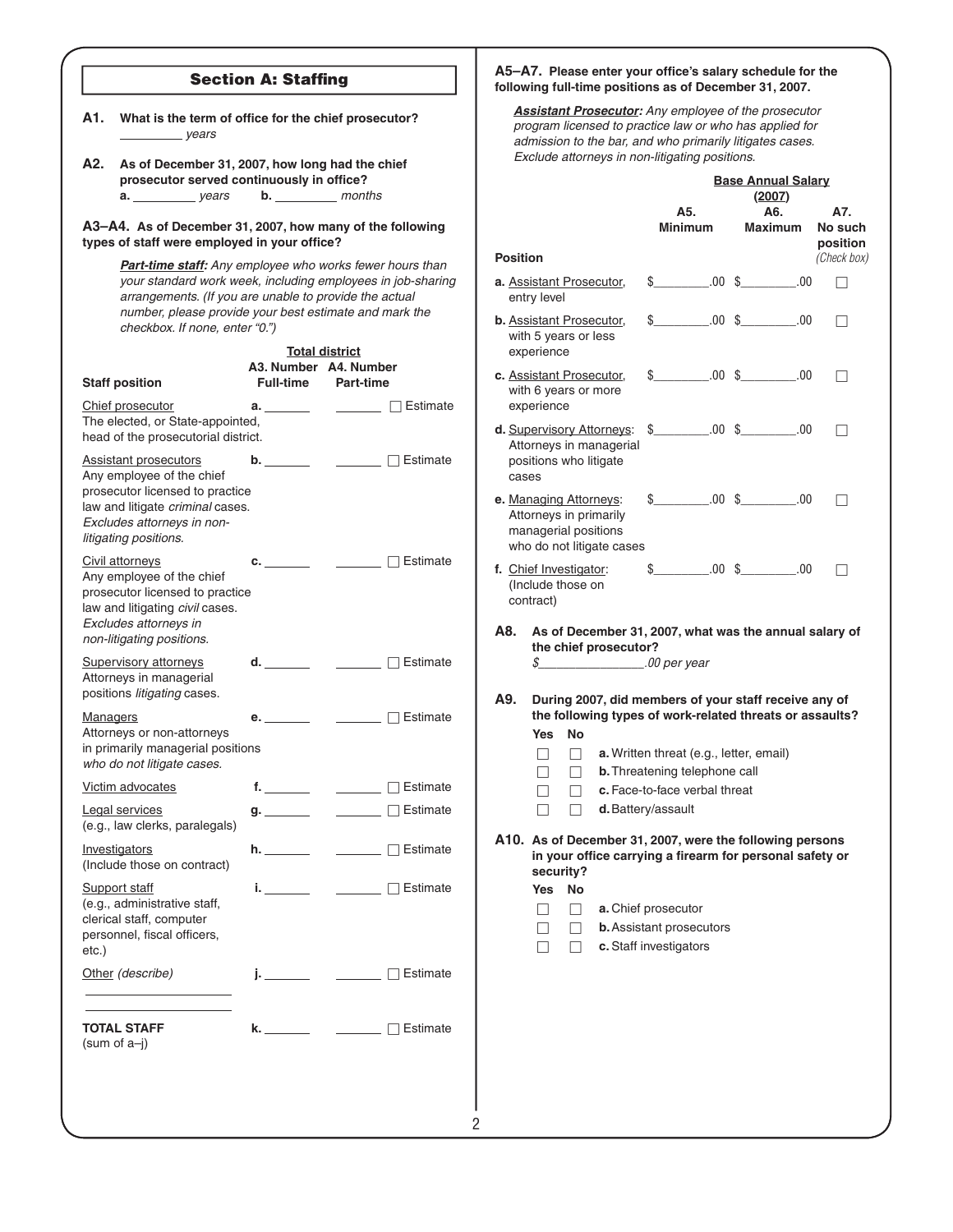## Section A: Staffing

**A1. What is the term of office for the chief prosecutor?**
_________ *years*

**A2. As of December 31, 2007, how long had the chief prosecutor served continuously in office?**
**a.** _________ *years* **b.** _________ *months*

**A3–A4. As of December 31, 2007, how many of the following types of staff were employed in your office?**

***Part-time staff:*** *Any employee who works fewer hours than your standard work week, including employees in job-sharing arrangements. (If you are unable to provide the actual number, please provide your best estimate and mark the checkbox. If none, enter "0.")*

| Staff position | Total district A3. Number Full-time | Total district A4. Number Part-time | |
|---|---|---|---|
| Chief prosecutor<br>The elected, or State-appointed, head of the prosecutorial district. | a. _______ | _______ | ☐ Estimate |
| Assistant prosecutors<br>Any employee of the chief prosecutor licensed to practice law and litigate *criminal* cases. *Excludes attorneys in non-litigating positions.* | b. _______ | _______ | ☐ Estimate |
| Civil attorneys<br>Any employee of the chief prosecutor licensed to practice law and litigating *civil* cases. *Excludes attorneys in non-litigating positions.* | c. _______ | _______ | ☐ Estimate |
| Supervisory attorneys<br>Attorneys in managerial positions *litigating* cases. | d. _______ | _______ | ☐ Estimate |
| Managers<br>Attorneys or non-attorneys in primarily managerial positions *who do not litigate cases.* | e. _______ | _______ | ☐ Estimate |
| Victim advocates | f. _______ | _______ | ☐ Estimate |
| Legal services<br>(e.g., law clerks, paralegals) | g. _______ | _______ | ☐ Estimate |
| Investigators<br>(Include those on contract) | h. _______ | _______ | ☐ Estimate |
| Support staff<br>(e.g., administrative staff, clerical staff, computer personnel, fiscal officers, etc.) | i. _______ | _______ | ☐ Estimate |
| Other *(describe)*<br>_______________ | j. _______ | _______ | ☐ Estimate |
| **TOTAL STAFF**<br>(sum of a–j) | k. _______ | _______ | ☐ Estimate |

**A5–A7. Please enter your office's salary schedule for the following full-time positions as of December 31, 2007.**

***Assistant Prosecutor:*** *Any employee of the prosecutor program licensed to practice law or who has applied for admission to the bar, and who primarily litigates cases. Exclude attorneys in non-litigating positions.*

| Position | Base Annual Salary (2007) A5. Minimum | Base Annual Salary (2007) A6. Maximum | A7. No such position *(Check box)* |
|---|---|---|---|
| **a.** Assistant Prosecutor, entry level | $________.00 | $________.00 | ☐ |
| **b.** Assistant Prosecutor, with 5 years or less experience | $________.00 | $________.00 | ☐ |
| **c.** Assistant Prosecutor, with 6 years or more experience | $________.00 | $________.00 | ☐ |
| **d.** Supervisory Attorneys: Attorneys in managerial positions who litigate cases | $________.00 | $________.00 | ☐ |
| **e.** Managing Attorneys: Attorneys in primarily managerial positions who do not litigate cases | $________.00 | $________.00 | ☐ |
| **f.** Chief Investigator: (Include those on contract) | $________.00 | $________.00 | ☐ |

**A8. As of December 31, 2007, what was the annual salary of the chief prosecutor?**
*$________________.00 per year*

**A9. During 2007, did members of your staff receive any of the following types of work-related threats or assaults?**

| Yes | No | |
|---|---|---|
| ☐ | ☐ | **a.** Written threat (e.g., letter, email) |
| ☐ | ☐ | **b.** Threatening telephone call |
| ☐ | ☐ | **c.** Face-to-face verbal threat |
| ☐ | ☐ | **d.** Battery/assault |

**A10. As of December 31, 2007, were the following persons in your office carrying a firearm for personal safety or security?**

| Yes | No | |
|---|---|---|
| ☐ | ☐ | **a.** Chief prosecutor |
| ☐ | ☐ | **b.** Assistant prosecutors |
| ☐ | ☐ | **c.** Staff investigators |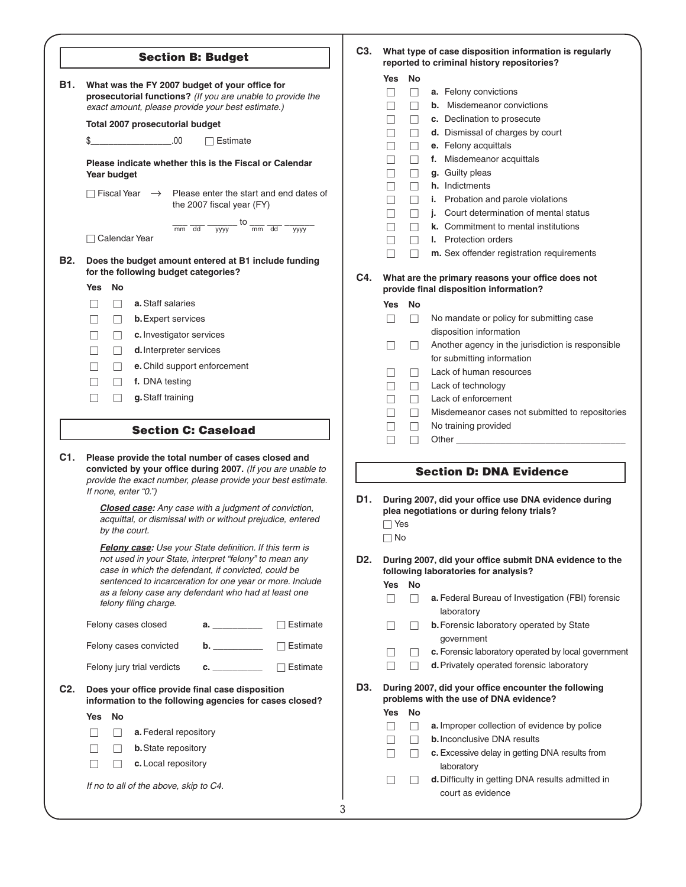## Section B: Budget

**B1. What was the FY 2007 budget of your office for prosecutorial functions?** *(If you are unable to provide the exact amount, please provide your best estimate.)*

**Total 2007 prosecutorial budget**

$________________.00 ☐ Estimate

**Please indicate whether this is the Fiscal or Calendar Year budget**

☐ Fiscal Year → Please enter the start and end dates of the 2007 fiscal year (FY)

___ ___ ______ to ___ ___ ______
mm dd yyyy mm dd yyyy

☐ Calendar Year

**B2. Does the budget amount entered at B1 include funding for the following budget categories?**

| Yes | No | |
|---|---|---|
| ☐ | ☐ | **a.** Staff salaries |
| ☐ | ☐ | **b.** Expert services |
| ☐ | ☐ | **c.** Investigator services |
| ☐ | ☐ | **d.** Interpreter services |
| ☐ | ☐ | **e.** Child support enforcement |
| ☐ | ☐ | **f.** DNA testing |
| ☐ | ☐ | **g.** Staff training |

## Section C: Caseload

**C1. Please provide the total number of cases closed and convicted by your office during 2007.** *(If you are unable to provide the exact number, please provide your best estimate. If none, enter "0.")*

> ***Closed case:*** *Any case with a judgment of conviction, acquittal, or dismissal with or without prejudice, entered by the court.*
>
> ***Felony case:*** *Use your State definition. If this term is not used in your State, interpret "felony" to mean any case in which the defendant, if convicted, could be sentenced to incarceration for one year or more. Include as a felony case any defendant who had at least one felony filing charge.*

| | | |
|---|---|---|
| Felony cases closed | **a.** __________ | ☐ Estimate |
| Felony cases convicted | **b.** __________ | ☐ Estimate |
| Felony jury trial verdicts | **c.** __________ | ☐ Estimate |

**C2. Does your office provide final case disposition information to the following agencies for cases closed?**

| Yes | No | |
|---|---|---|
| ☐ | ☐ | **a.** Federal repository |
| ☐ | ☐ | **b.** State repository |
| ☐ | ☐ | **c.** Local repository |

*If no to all of the above, skip to C4.*

**C3. What type of case disposition information is regularly reported to criminal history repositories?**

| Yes | No | |
|---|---|---|
| ☐ | ☐ | **a.** Felony convictions |
| ☐ | ☐ | **b.** Misdemeanor convictions |
| ☐ | ☐ | **c.** Declination to prosecute |
| ☐ | ☐ | **d.** Dismissal of charges by court |
| ☐ | ☐ | **e.** Felony acquittals |
| ☐ | ☐ | **f.** Misdemeanor acquittals |
| ☐ | ☐ | **g.** Guilty pleas |
| ☐ | ☐ | **h.** Indictments |
| ☐ | ☐ | **i.** Probation and parole violations |
| ☐ | ☐ | **j.** Court determination of mental status |
| ☐ | ☐ | **k.** Commitment to mental institutions |
| ☐ | ☐ | **l.** Protection orders |
| ☐ | ☐ | **m.** Sex offender registration requirements |

**C4. What are the primary reasons your office does not provide final disposition information?**

| Yes | No | |
|---|---|---|
| ☐ | ☐ | No mandate or policy for submitting case disposition information |
| ☐ | ☐ | Another agency in the jurisdiction is responsible for submitting information |
| ☐ | ☐ | Lack of human resources |
| ☐ | ☐ | Lack of technology |
| ☐ | ☐ | Lack of enforcement |
| ☐ | ☐ | Misdemeanor cases not submitted to repositories |
| ☐ | ☐ | No training provided |
| ☐ | ☐ | Other ________________________________ |

## Section D: DNA Evidence

**D1. During 2007, did your office use DNA evidence during plea negotiations or during felony trials?**

☐ Yes
☐ No

**D2. During 2007, did your office submit DNA evidence to the following laboratories for analysis?**

| Yes | No | |
|---|---|---|
| ☐ | ☐ | **a.** Federal Bureau of Investigation (FBI) forensic laboratory |
| ☐ | ☐ | **b.** Forensic laboratory operated by State government |
| ☐ | ☐ | **c.** Forensic laboratory operated by local government |
| ☐ | ☐ | **d.** Privately operated forensic laboratory |

**D3. During 2007, did your office encounter the following problems with the use of DNA evidence?**

| Yes | No | |
|---|---|---|
| ☐ | ☐ | **a.** Improper collection of evidence by police |
| ☐ | ☐ | **b.** Inconclusive DNA results |
| ☐ | ☐ | **c.** Excessive delay in getting DNA results from laboratory |
| ☐ | ☐ | **d.** Difficulty in getting DNA results admitted in court as evidence |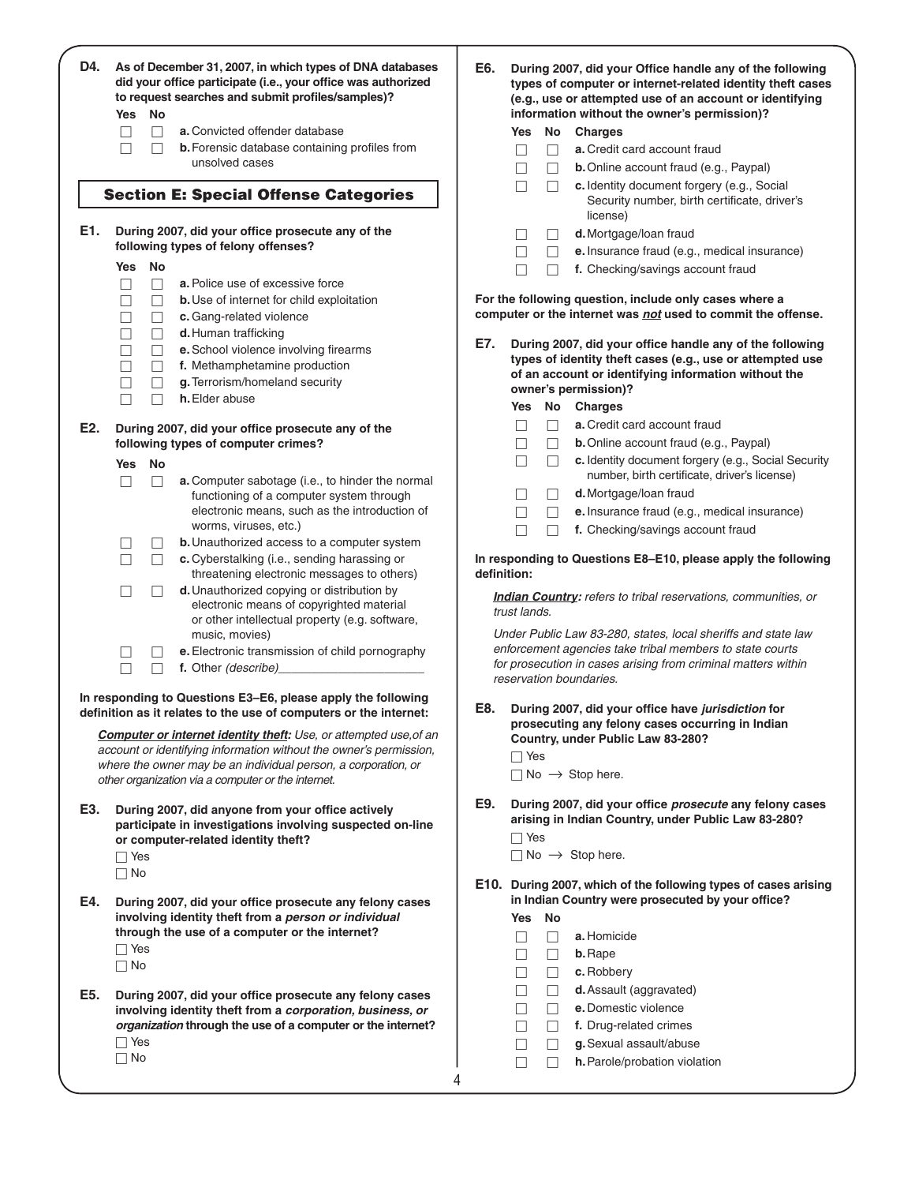**D4. As of December 31, 2007, in which types of DNA databases did your office participate (i.e., your office was authorized to request searches and submit profiles/samples)?**

| Yes | No | |
|---|---|---|
| ☐ | ☐ | **a.** Convicted offender database |
| ☐ | ☐ | **b.** Forensic database containing profiles from unsolved cases |

## Section E: Special Offense Categories

**E1. During 2007, did your office prosecute any of the following types of felony offenses?**

| Yes | No | |
|---|---|---|
| ☐ | ☐ | **a.** Police use of excessive force |
| ☐ | ☐ | **b.** Use of internet for child exploitation |
| ☐ | ☐ | **c.** Gang-related violence |
| ☐ | ☐ | **d.** Human trafficking |
| ☐ | ☐ | **e.** School violence involving firearms |
| ☐ | ☐ | **f.** Methamphetamine production |
| ☐ | ☐ | **g.** Terrorism/homeland security |
| ☐ | ☐ | **h.** Elder abuse |

**E2. During 2007, did your office prosecute any of the following types of computer crimes?**

| Yes | No | |
|---|---|---|
| ☐ | ☐ | **a.** Computer sabotage (i.e., to hinder the normal functioning of a computer system through electronic means, such as the introduction of worms, viruses, etc.) |
| ☐ | ☐ | **b.** Unauthorized access to a computer system |
| ☐ | ☐ | **c.** Cyberstalking (i.e., sending harassing or threatening electronic messages to others) |
| ☐ | ☐ | **d.** Unauthorized copying or distribution by electronic means of copyrighted material or other intellectual property (e.g. software, music, movies) |
| ☐ | ☐ | **e.** Electronic transmission of child pornography |
| ☐ | ☐ | **f.** Other *(describe)*\_\_\_\_\_\_\_\_\_\_\_\_\_\_\_\_\_\_\_\_\_\_ |

**In responding to Questions E3–E6, please apply the following definition as it relates to the use of computers or the internet:**

***Computer or internet identity theft:*** *Use, or attempted use,of an account or identifying information without the owner's permission, where the owner may be an individual person, a corporation, or other organization via a computer or the internet.*

**E3. During 2007, did anyone from your office actively participate in investigations involving suspected on-line or computer-related identity theft?**

☐ Yes
☐ No

**E4. During 2007, did your office prosecute any felony cases involving identity theft from a *person or individual* through the use of a computer or the internet?**

☐ Yes
☐ No

**E5. During 2007, did your office prosecute any felony cases involving identity theft from a *corporation, business, or organization* through the use of a computer or the internet?**

☐ Yes
☐ No

**E6. During 2007, did your Office handle any of the following types of computer or internet-related identity theft cases (e.g., use or attempted use of an account or identifying information without the owner's permission)?**

| Yes | No | Charges |
|---|---|---|
| ☐ | ☐ | **a.** Credit card account fraud |
| ☐ | ☐ | **b.** Online account fraud (e.g., Paypal) |
| ☐ | ☐ | **c.** Identity document forgery (e.g., Social Security number, birth certificate, driver's license) |
| ☐ | ☐ | **d.** Mortgage/loan fraud |
| ☐ | ☐ | **e.** Insurance fraud (e.g., medical insurance) |
| ☐ | ☐ | **f.** Checking/savings account fraud |

**For the following question, include only cases where a computer or the internet was *not* used to commit the offense.**

**E7. During 2007, did your office handle any of the following types of identity theft cases (e.g., use or attempted use of an account or identifying information without the owner's permission)?**

| Yes | No | Charges |
|---|---|---|
| ☐ | ☐ | **a.** Credit card account fraud |
| ☐ | ☐ | **b.** Online account fraud (e.g., Paypal) |
| ☐ | ☐ | **c.** Identity document forgery (e.g., Social Security number, birth certificate, driver's license) |
| ☐ | ☐ | **d.** Mortgage/loan fraud |
| ☐ | ☐ | **e.** Insurance fraud (e.g., medical insurance) |
| ☐ | ☐ | **f.** Checking/savings account fraud |

**In responding to Questions E8–E10, please apply the following definition:**

***Indian Country:*** *refers to tribal reservations, communities, or trust lands.*

*Under Public Law 83-280, states, local sheriffs and state law enforcement agencies take tribal members to state courts for prosecution in cases arising from criminal matters within reservation boundaries.*

**E8. During 2007, did your office have *jurisdiction* for prosecuting any felony cases occurring in Indian Country, under Public Law 83-280?**

☐ Yes
☐ No → Stop here.

**E9. During 2007, did your office *prosecute* any felony cases arising in Indian Country, under Public Law 83-280?**

☐ Yes
☐ No → Stop here.

**E10. During 2007, which of the following types of cases arising in Indian Country were prosecuted by your office?**

| Yes | No | |
|---|---|---|
| ☐ | ☐ | **a.** Homicide |
| ☐ | ☐ | **b.** Rape |
| ☐ | ☐ | **c.** Robbery |
| ☐ | ☐ | **d.** Assault (aggravated) |
| ☐ | ☐ | **e.** Domestic violence |
| ☐ | ☐ | **f.** Drug-related crimes |
| ☐ | ☐ | **g.** Sexual assault/abuse |
| ☐ | ☐ | **h.** Parole/probation violation |